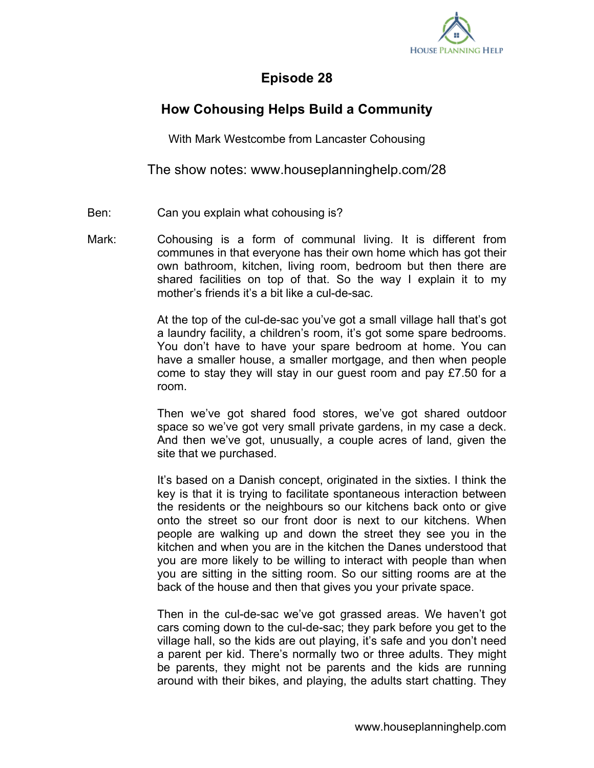# Episode 28

## How Cohousing Helps Build a Community

With Mark Westcombe from Lancaster Cohousing

The show notes: www.houseplanninghelp.com/28

Ben: Can you explain what cohousing is?

Mark: Cohousing is a form of communal living. It is different from communes in that everyone has their own home which has got their own bathroom, kitchen, living room, bedroom but then there are shared facilities on top of that. So the way I explain it to my mother's friends it's a bit like a cul-de-sac.

At the top of the cul-de-sac you've got a small village hall that's got a laundry facility, a children's room, it's got some spare bedrooms. You don't have to have your spare bedroom at home. You can have a smaller house, a smaller mortgage, and then when people come to stay they will stay in our guest room and pay £7.50 for a room.

Then we've got shared food stores, we've got shared outdoor space so we've got very small private gardens, in my case a deck. And then we've got, unusually, a couple acres of land, given the site that we purchased.

It's based on a Danish concept, originated in the sixties. I think the key is that it is trying to facilitate spontaneous interaction between the residents or the neighbours so our kitchens back onto or give onto the street so our front door is next to our kitchens. When people are walking up and down the street they see you in the kitchen and when you are in the kitchen the Danes understood that you are more likely to be willing to interact with people than when you are sitting in the sitting room. So our sitting rooms are at the back of the house and then that gives you your private space.

Then in the cul-de-sac we've got grassed areas. We haven't got cars coming down to the cul-de-sac; they park before you get to the village hall, so the kids are out playing, it's safe and you don't need a parent per kid. There's normally two or three adults. They might be parents, they might not be parents and the kids are running around with their bikes, and playing, the adults start chatting. They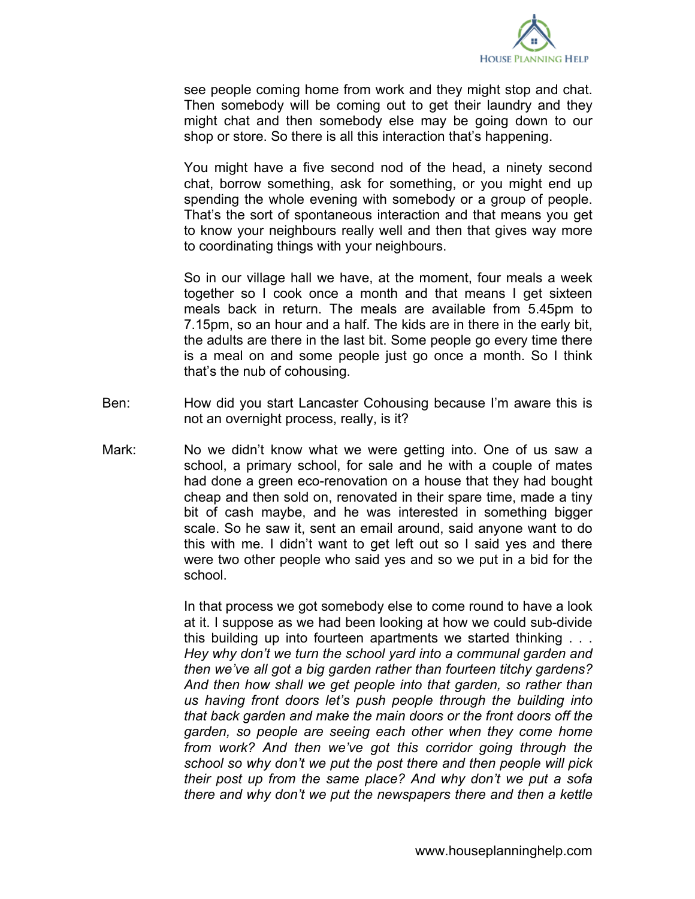see people coming home from work and they might stop and chat. Then somebody will be coming out to get their laundry and they might chat and then somebody else may be going down to our shop or store. So there is all this interaction that's happening.

You might have a five second nod of the head, a ninety second chat, borrow something, ask for something, or you might end up spending the whole evening with somebody or a group of people. That's the sort of spontaneous interaction and that means you get to know your neighbours really well and then that gives way more to coordinating things with your neighbours.

So in our village hall we have, at the moment, four meals a week together so I cook once a month and that means I get sixteen meals back in return. The meals are available from 5.45pm to 7.15pm, so an hour and a half. The kids are in there in the early bit, the adults are there in the last bit. Some people go every time there is a meal on and some people just go once a month. So I think that's the nub of cohousing.

Ben: How did you start Lancaster Cohousing because I'm aware this is not an overnight process, really, is it?

Mark: No we didn't know what we were getting into. One of us saw a school, a primary school, for sale and he with a couple of mates had done a green eco-renovation on a house that they had bought cheap and then sold on, renovated in their spare time, made a tiny bit of cash maybe, and he was interested in something bigger scale. So he saw it, sent an email around, said anyone want to do this with me. I didn't want to get left out so I said yes and there were two other people who said yes and so we put in a bid for the school.

In that process we got somebody else to come round to have a look at it. I suppose as we had been looking at how we could sub-divide this building up into fourteen apartments we started thinking . . . *Hey why don't we turn the school yard into a communal garden and then we've all got a big garden rather than fourteen titchy gardens? And then how shall we get people into that garden, so rather than us having front doors let's push people through the building into that back garden and make the main doors or the front doors off the garden, so people are seeing each other when they come home from work? And then we've got this corridor going through the school so why don't we put the post there and then people will pick their post up from the same place? And why don't we put a sofa there and why don't we put the newspapers there and then a kettle*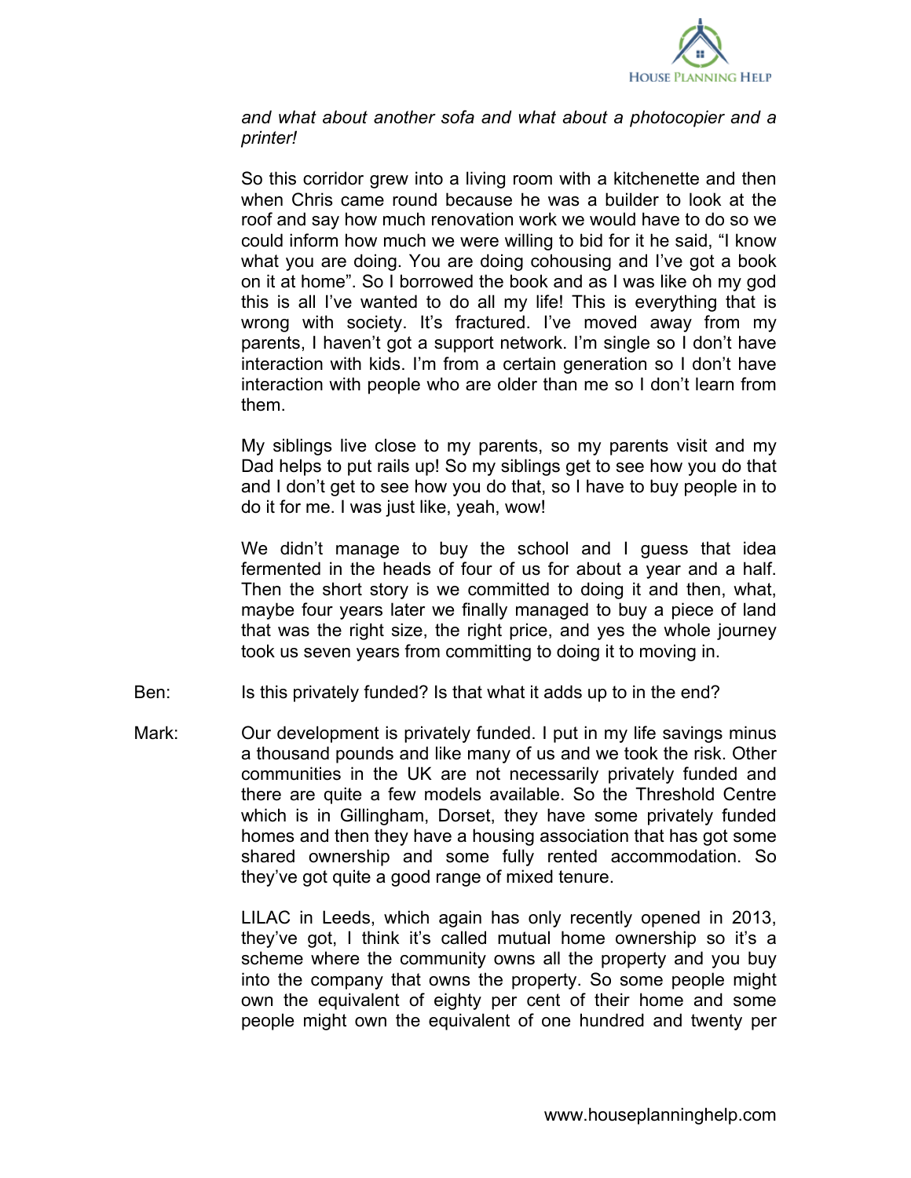*and what about another sofa and what about a photocopier and a printer!*

So this corridor grew into a living room with a kitchenette and then when Chris came round because he was a builder to look at the roof and say how much renovation work we would have to do so we could inform how much we were willing to bid for it he said, "I know what you are doing. You are doing cohousing and I've got a book on it at home". So I borrowed the book and as I was like oh my god this is all I've wanted to do all my life! This is everything that is wrong with society. It's fractured. I've moved away from my parents, I haven't got a support network. I'm single so I don't have interaction with kids. I'm from a certain generation so I don't have interaction with people who are older than me so I don't learn from them.

My siblings live close to my parents, so my parents visit and my Dad helps to put rails up! So my siblings get to see how you do that and I don't get to see how you do that, so I have to buy people in to do it for me. I was just like, yeah, wow!

We didn't manage to buy the school and I guess that idea fermented in the heads of four of us for about a year and a half. Then the short story is we committed to doing it and then, what, maybe four years later we finally managed to buy a piece of land that was the right size, the right price, and yes the whole journey took us seven years from committing to doing it to moving in.

Ben: Is this privately funded? Is that what it adds up to in the end?

Mark: Our development is privately funded. I put in my life savings minus a thousand pounds and like many of us and we took the risk. Other communities in the UK are not necessarily privately funded and there are quite a few models available. So the Threshold Centre which is in Gillingham, Dorset, they have some privately funded homes and then they have a housing association that has got some shared ownership and some fully rented accommodation. So they've got quite a good range of mixed tenure.

LILAC in Leeds, which again has only recently opened in 2013, they've got, I think it's called mutual home ownership so it's a scheme where the community owns all the property and you buy into the company that owns the property. So some people might own the equivalent of eighty per cent of their home and some people might own the equivalent of one hundred and twenty per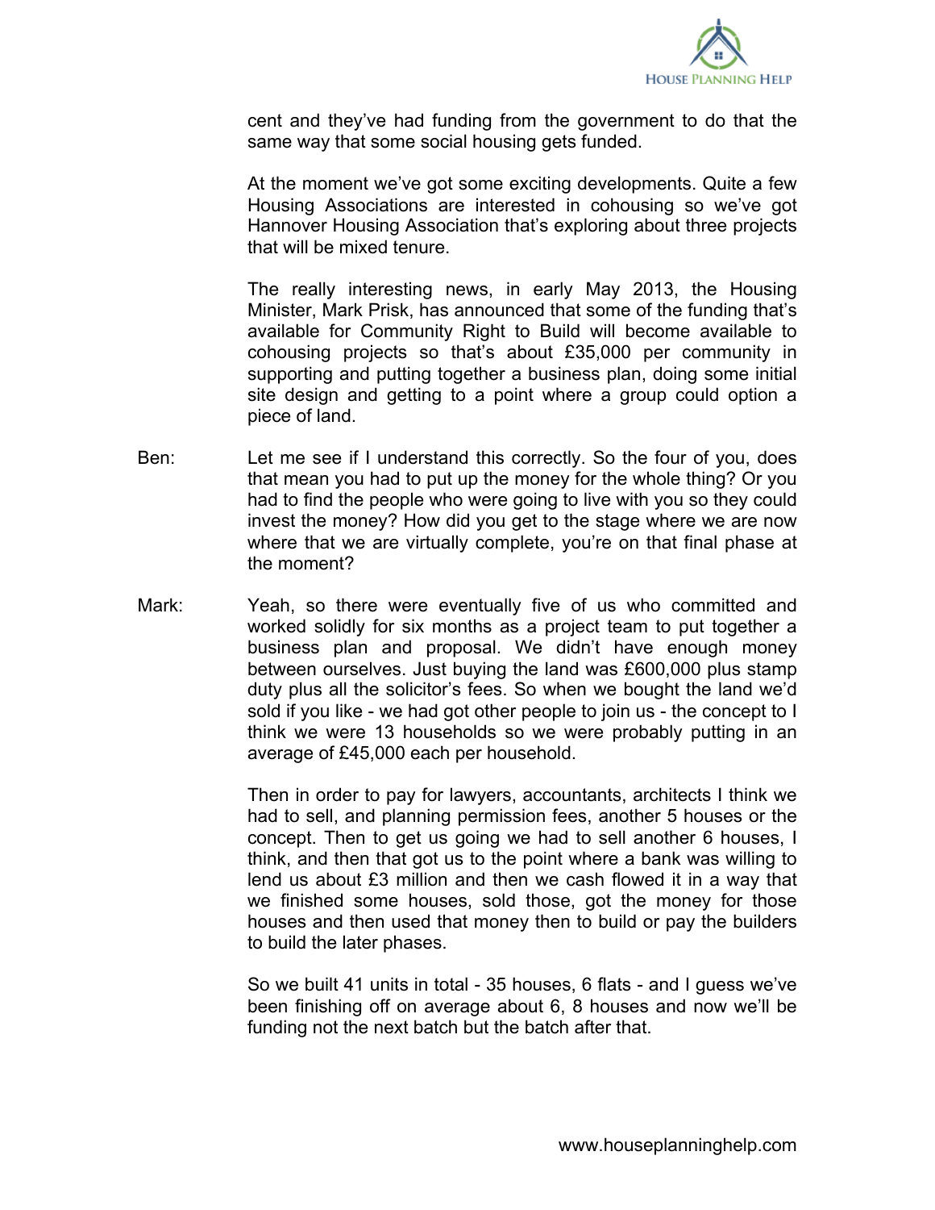cent and they've had funding from the government to do that the same way that some social housing gets funded.

At the moment we've got some exciting developments. Quite a few Housing Associations are interested in cohousing so we've got Hannover Housing Association that's exploring about three projects that will be mixed tenure.

The really interesting news, in early May 2013, the Housing Minister, Mark Prisk, has announced that some of the funding that's available for Community Right to Build will become available to cohousing projects so that's about £35,000 per community in supporting and putting together a business plan, doing some initial site design and getting to a point where a group could option a piece of land.

Ben: Let me see if I understand this correctly. So the four of you, does that mean you had to put up the money for the whole thing? Or you had to find the people who were going to live with you so they could invest the money? How did you get to the stage where we are now where that we are virtually complete, you're on that final phase at the moment?

Mark: Yeah, so there were eventually five of us who committed and worked solidly for six months as a project team to put together a business plan and proposal. We didn't have enough money between ourselves. Just buying the land was £600,000 plus stamp duty plus all the solicitor's fees. So when we bought the land we'd sold if you like - we had got other people to join us - the concept to I think we were 13 households so we were probably putting in an average of £45,000 each per household.

Then in order to pay for lawyers, accountants, architects I think we had to sell, and planning permission fees, another 5 houses or the concept. Then to get us going we had to sell another 6 houses, I think, and then that got us to the point where a bank was willing to lend us about £3 million and then we cash flowed it in a way that we finished some houses, sold those, got the money for those houses and then used that money then to build or pay the builders to build the later phases.

So we built 41 units in total - 35 houses, 6 flats - and I guess we've been finishing off on average about 6, 8 houses and now we'll be funding not the next batch but the batch after that.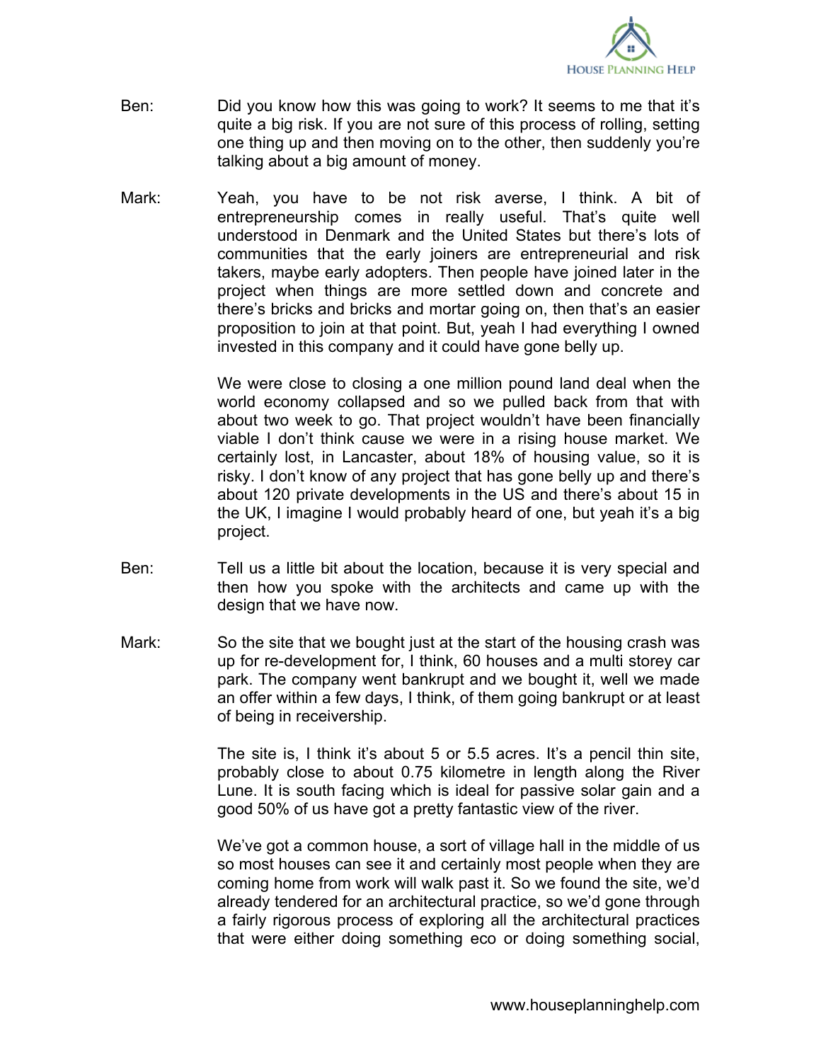Ben: Did you know how this was going to work? It seems to me that it's quite a big risk. If you are not sure of this process of rolling, setting one thing up and then moving on to the other, then suddenly you're talking about a big amount of money.

Mark: Yeah, you have to be not risk averse, I think. A bit of entrepreneurship comes in really useful. That's quite well understood in Denmark and the United States but there's lots of communities that the early joiners are entrepreneurial and risk takers, maybe early adopters. Then people have joined later in the project when things are more settled down and concrete and there's bricks and bricks and mortar going on, then that's an easier proposition to join at that point. But, yeah I had everything I owned invested in this company and it could have gone belly up.

We were close to closing a one million pound land deal when the world economy collapsed and so we pulled back from that with about two week to go. That project wouldn't have been financially viable I don't think cause we were in a rising house market. We certainly lost, in Lancaster, about 18% of housing value, so it is risky. I don't know of any project that has gone belly up and there's about 120 private developments in the US and there's about 15 in the UK, I imagine I would probably heard of one, but yeah it's a big project.

Ben: Tell us a little bit about the location, because it is very special and then how you spoke with the architects and came up with the design that we have now.

Mark: So the site that we bought just at the start of the housing crash was up for re-development for, I think, 60 houses and a multi storey car park. The company went bankrupt and we bought it, well we made an offer within a few days, I think, of them going bankrupt or at least of being in receivership.

The site is, I think it's about 5 or 5.5 acres. It's a pencil thin site, probably close to about 0.75 kilometre in length along the River Lune. It is south facing which is ideal for passive solar gain and a good 50% of us have got a pretty fantastic view of the river.

We've got a common house, a sort of village hall in the middle of us so most houses can see it and certainly most people when they are coming home from work will walk past it. So we found the site, we'd already tendered for an architectural practice, so we'd gone through a fairly rigorous process of exploring all the architectural practices that were either doing something eco or doing something social,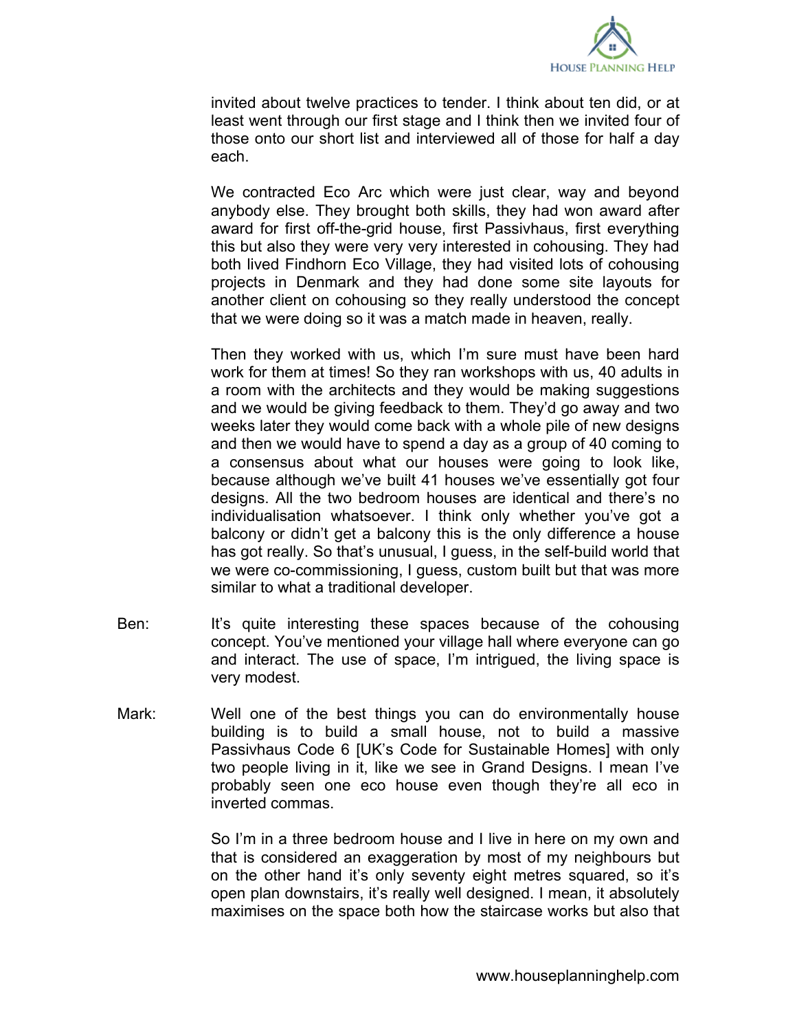invited about twelve practices to tender. I think about ten did, or at least went through our first stage and I think then we invited four of those onto our short list and interviewed all of those for half a day each.

We contracted Eco Arc which were just clear, way and beyond anybody else. They brought both skills, they had won award after award for first off-the-grid house, first Passivhaus, first everything this but also they were very very interested in cohousing. They had both lived Findhorn Eco Village, they had visited lots of cohousing projects in Denmark and they had done some site layouts for another client on cohousing so they really understood the concept that we were doing so it was a match made in heaven, really.

Then they worked with us, which I'm sure must have been hard work for them at times! So they ran workshops with us, 40 adults in a room with the architects and they would be making suggestions and we would be giving feedback to them. They'd go away and two weeks later they would come back with a whole pile of new designs and then we would have to spend a day as a group of 40 coming to a consensus about what our houses were going to look like, because although we've built 41 houses we've essentially got four designs. All the two bedroom houses are identical and there's no individualisation whatsoever. I think only whether you've got a balcony or didn't get a balcony this is the only difference a house has got really. So that's unusual, I guess, in the self-build world that we were co-commissioning, I guess, custom built but that was more similar to what a traditional developer.

Ben: It's quite interesting these spaces because of the cohousing concept. You've mentioned your village hall where everyone can go and interact. The use of space, I'm intrigued, the living space is very modest.

Mark: Well one of the best things you can do environmentally house building is to build a small house, not to build a massive Passivhaus Code 6 [UK's Code for Sustainable Homes] with only two people living in it, like we see in Grand Designs. I mean I've probably seen one eco house even though they're all eco in inverted commas.

So I'm in a three bedroom house and I live in here on my own and that is considered an exaggeration by most of my neighbours but on the other hand it's only seventy eight metres squared, so it's open plan downstairs, it's really well designed. I mean, it absolutely maximises on the space both how the staircase works but also that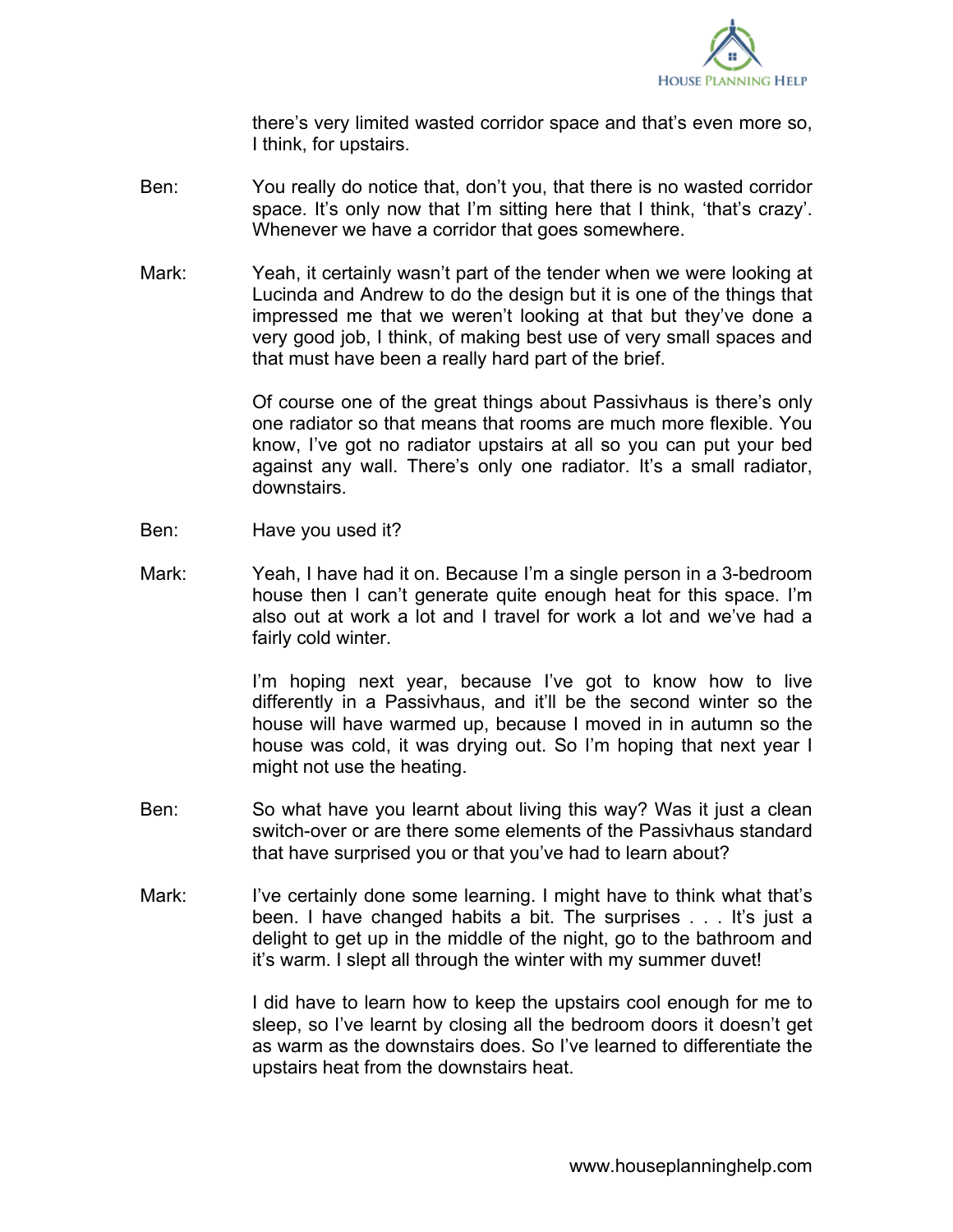there's very limited wasted corridor space and that's even more so, I think, for upstairs.

Ben: You really do notice that, don't you, that there is no wasted corridor space. It's only now that I'm sitting here that I think, 'that's crazy'. Whenever we have a corridor that goes somewhere.

Mark: Yeah, it certainly wasn't part of the tender when we were looking at Lucinda and Andrew to do the design but it is one of the things that impressed me that we weren't looking at that but they've done a very good job, I think, of making best use of very small spaces and that must have been a really hard part of the brief.

Of course one of the great things about Passivhaus is there's only one radiator so that means that rooms are much more flexible. You know, I've got no radiator upstairs at all so you can put your bed against any wall. There's only one radiator. It's a small radiator, downstairs.

Ben: Have you used it?

Mark: Yeah, I have had it on. Because I'm a single person in a 3-bedroom house then I can't generate quite enough heat for this space. I'm also out at work a lot and I travel for work a lot and we've had a fairly cold winter.

I'm hoping next year, because I've got to know how to live differently in a Passivhaus, and it'll be the second winter so the house will have warmed up, because I moved in in autumn so the house was cold, it was drying out. So I'm hoping that next year I might not use the heating.

Ben: So what have you learnt about living this way? Was it just a clean switch-over or are there some elements of the Passivhaus standard that have surprised you or that you've had to learn about?

Mark: I've certainly done some learning. I might have to think what that's been. I have changed habits a bit. The surprises . . . It's just a delight to get up in the middle of the night, go to the bathroom and it's warm. I slept all through the winter with my summer duvet!

I did have to learn how to keep the upstairs cool enough for me to sleep, so I've learnt by closing all the bedroom doors it doesn't get as warm as the downstairs does. So I've learned to differentiate the upstairs heat from the downstairs heat.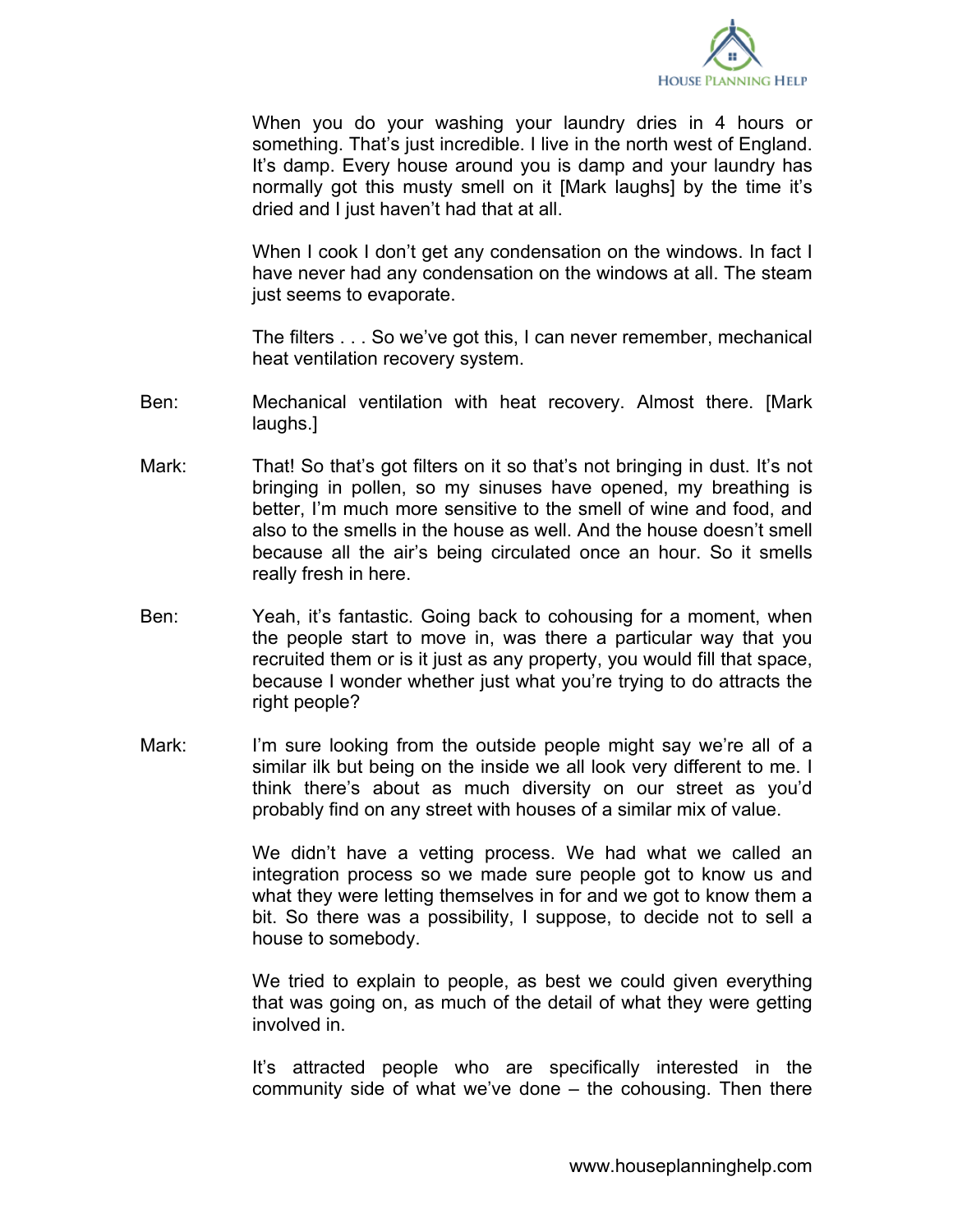When you do your washing your laundry dries in 4 hours or something. That's just incredible. I live in the north west of England. It's damp. Every house around you is damp and your laundry has normally got this musty smell on it [Mark laughs] by the time it's dried and I just haven't had that at all.

When I cook I don't get any condensation on the windows. In fact I have never had any condensation on the windows at all. The steam just seems to evaporate.

The filters . . . So we've got this, I can never remember, mechanical heat ventilation recovery system.

Ben: Mechanical ventilation with heat recovery. Almost there. [Mark laughs.]

Mark: That! So that's got filters on it so that's not bringing in dust. It's not bringing in pollen, so my sinuses have opened, my breathing is better, I'm much more sensitive to the smell of wine and food, and also to the smells in the house as well. And the house doesn't smell because all the air's being circulated once an hour. So it smells really fresh in here.

Ben: Yeah, it's fantastic. Going back to cohousing for a moment, when the people start to move in, was there a particular way that you recruited them or is it just as any property, you would fill that space, because I wonder whether just what you're trying to do attracts the right people?

Mark: I'm sure looking from the outside people might say we're all of a similar ilk but being on the inside we all look very different to me. I think there's about as much diversity on our street as you'd probably find on any street with houses of a similar mix of value.

We didn't have a vetting process. We had what we called an integration process so we made sure people got to know us and what they were letting themselves in for and we got to know them a bit. So there was a possibility, I suppose, to decide not to sell a house to somebody.

We tried to explain to people, as best we could given everything that was going on, as much of the detail of what they were getting involved in.

It's attracted people who are specifically interested in the community side of what we've done – the cohousing. Then there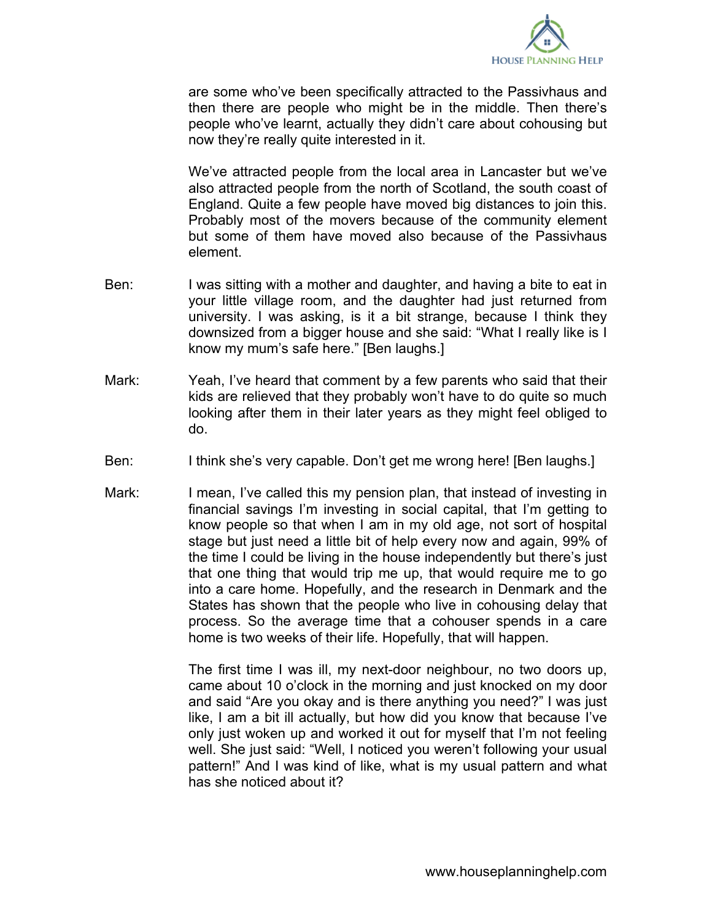are some who've been specifically attracted to the Passivhaus and then there are people who might be in the middle. Then there's people who've learnt, actually they didn't care about cohousing but now they're really quite interested in it.

We've attracted people from the local area in Lancaster but we've also attracted people from the north of Scotland, the south coast of England. Quite a few people have moved big distances to join this. Probably most of the movers because of the community element but some of them have moved also because of the Passivhaus element.

Ben: I was sitting with a mother and daughter, and having a bite to eat in your little village room, and the daughter had just returned from university. I was asking, is it a bit strange, because I think they downsized from a bigger house and she said: "What I really like is I know my mum's safe here." [Ben laughs.]

Mark: Yeah, I've heard that comment by a few parents who said that their kids are relieved that they probably won't have to do quite so much looking after them in their later years as they might feel obliged to do.

Ben: I think she's very capable. Don't get me wrong here! [Ben laughs.]

Mark: I mean, I've called this my pension plan, that instead of investing in financial savings I'm investing in social capital, that I'm getting to know people so that when I am in my old age, not sort of hospital stage but just need a little bit of help every now and again, 99% of the time I could be living in the house independently but there's just that one thing that would trip me up, that would require me to go into a care home. Hopefully, and the research in Denmark and the States has shown that the people who live in cohousing delay that process. So the average time that a cohouser spends in a care home is two weeks of their life. Hopefully, that will happen.

The first time I was ill, my next-door neighbour, no two doors up, came about 10 o'clock in the morning and just knocked on my door and said "Are you okay and is there anything you need?" I was just like, I am a bit ill actually, but how did you know that because I've only just woken up and worked it out for myself that I'm not feeling well. She just said: "Well, I noticed you weren't following your usual pattern!" And I was kind of like, what is my usual pattern and what has she noticed about it?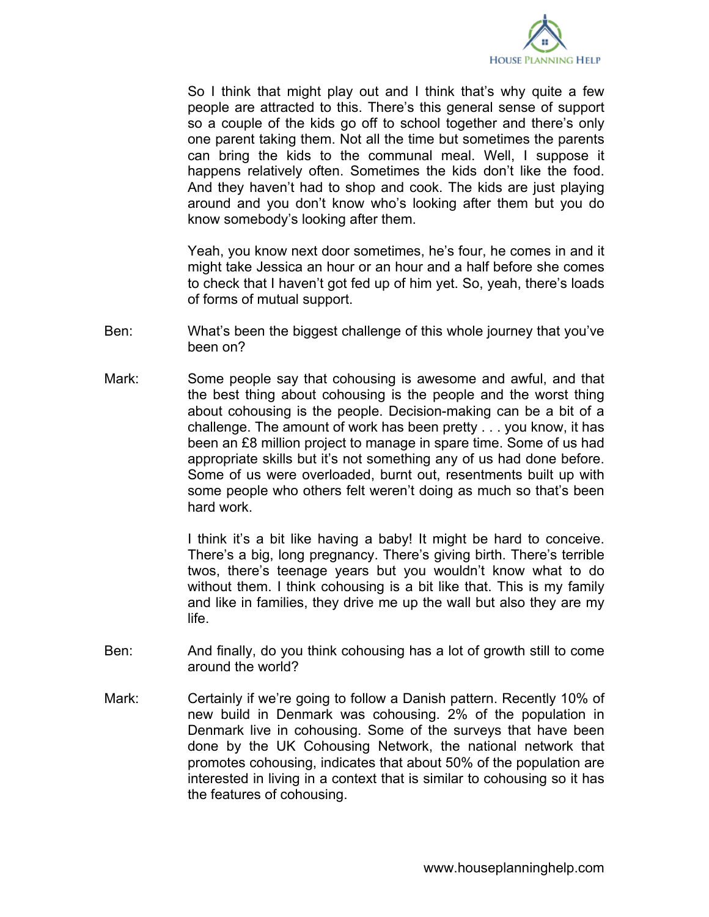So I think that might play out and I think that's why quite a few people are attracted to this. There's this general sense of support so a couple of the kids go off to school together and there's only one parent taking them. Not all the time but sometimes the parents can bring the kids to the communal meal. Well, I suppose it happens relatively often. Sometimes the kids don't like the food. And they haven't had to shop and cook. The kids are just playing around and you don't know who's looking after them but you do know somebody's looking after them.

Yeah, you know next door sometimes, he's four, he comes in and it might take Jessica an hour or an hour and a half before she comes to check that I haven't got fed up of him yet. So, yeah, there's loads of forms of mutual support.

Ben: What's been the biggest challenge of this whole journey that you've been on?

Mark: Some people say that cohousing is awesome and awful, and that the best thing about cohousing is the people and the worst thing about cohousing is the people. Decision-making can be a bit of a challenge. The amount of work has been pretty . . . you know, it has been an £8 million project to manage in spare time. Some of us had appropriate skills but it's not something any of us had done before. Some of us were overloaded, burnt out, resentments built up with some people who others felt weren't doing as much so that's been hard work.

I think it's a bit like having a baby! It might be hard to conceive. There's a big, long pregnancy. There's giving birth. There's terrible twos, there's teenage years but you wouldn't know what to do without them. I think cohousing is a bit like that. This is my family and like in families, they drive me up the wall but also they are my life.

Ben: And finally, do you think cohousing has a lot of growth still to come around the world?

Mark: Certainly if we're going to follow a Danish pattern. Recently 10% of new build in Denmark was cohousing. 2% of the population in Denmark live in cohousing. Some of the surveys that have been done by the UK Cohousing Network, the national network that promotes cohousing, indicates that about 50% of the population are interested in living in a context that is similar to cohousing so it has the features of cohousing.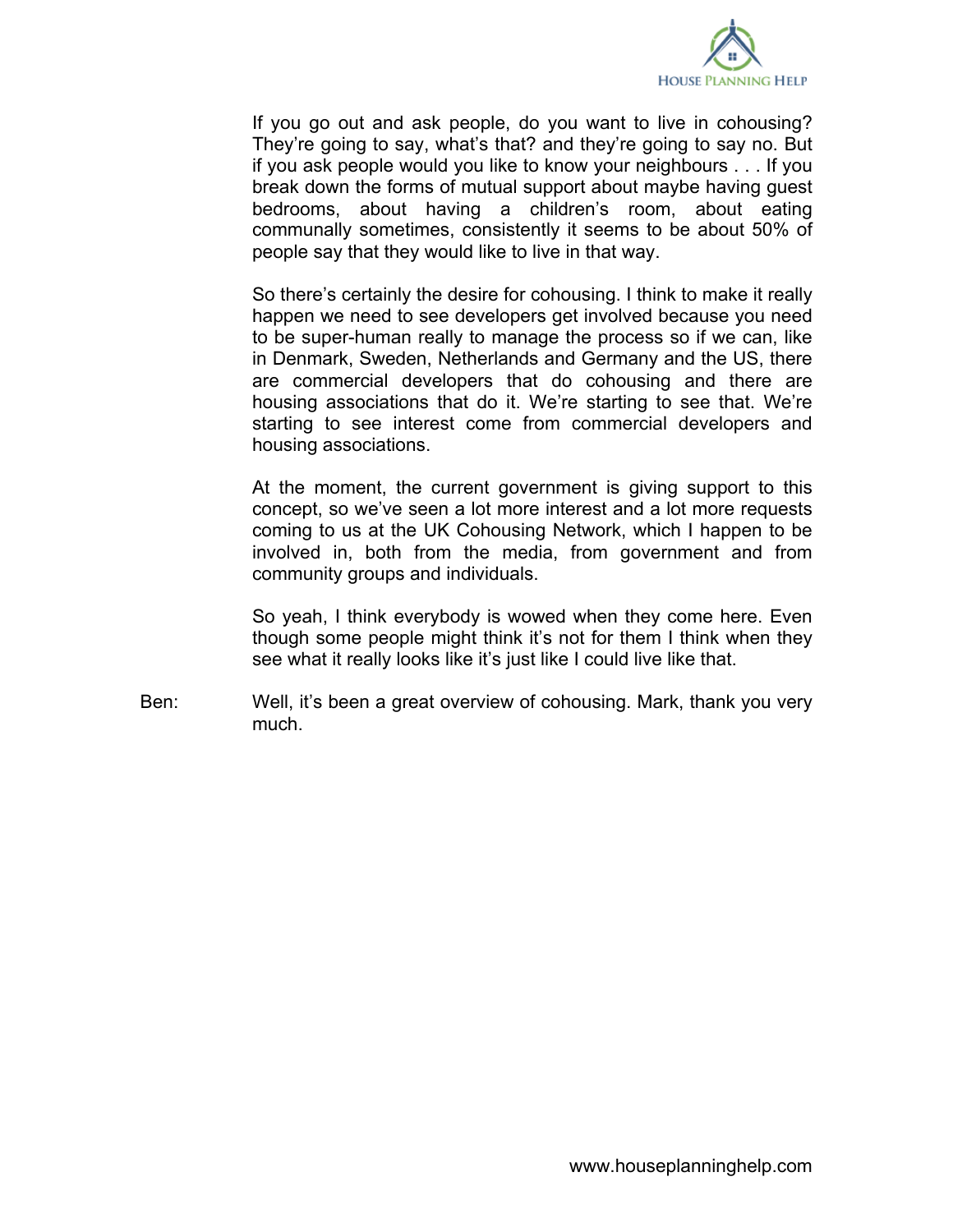If you go out and ask people, do you want to live in cohousing? They're going to say, what's that? and they're going to say no. But if you ask people would you like to know your neighbours . . . If you break down the forms of mutual support about maybe having guest bedrooms, about having a children's room, about eating communally sometimes, consistently it seems to be about 50% of people say that they would like to live in that way.

So there's certainly the desire for cohousing. I think to make it really happen we need to see developers get involved because you need to be super-human really to manage the process so if we can, like in Denmark, Sweden, Netherlands and Germany and the US, there are commercial developers that do cohousing and there are housing associations that do it. We're starting to see that. We're starting to see interest come from commercial developers and housing associations.

At the moment, the current government is giving support to this concept, so we've seen a lot more interest and a lot more requests coming to us at the UK Cohousing Network, which I happen to be involved in, both from the media, from government and from community groups and individuals.

So yeah, I think everybody is wowed when they come here. Even though some people might think it's not for them I think when they see what it really looks like it's just like I could live like that.

Ben: Well, it's been a great overview of cohousing. Mark, thank you very much.